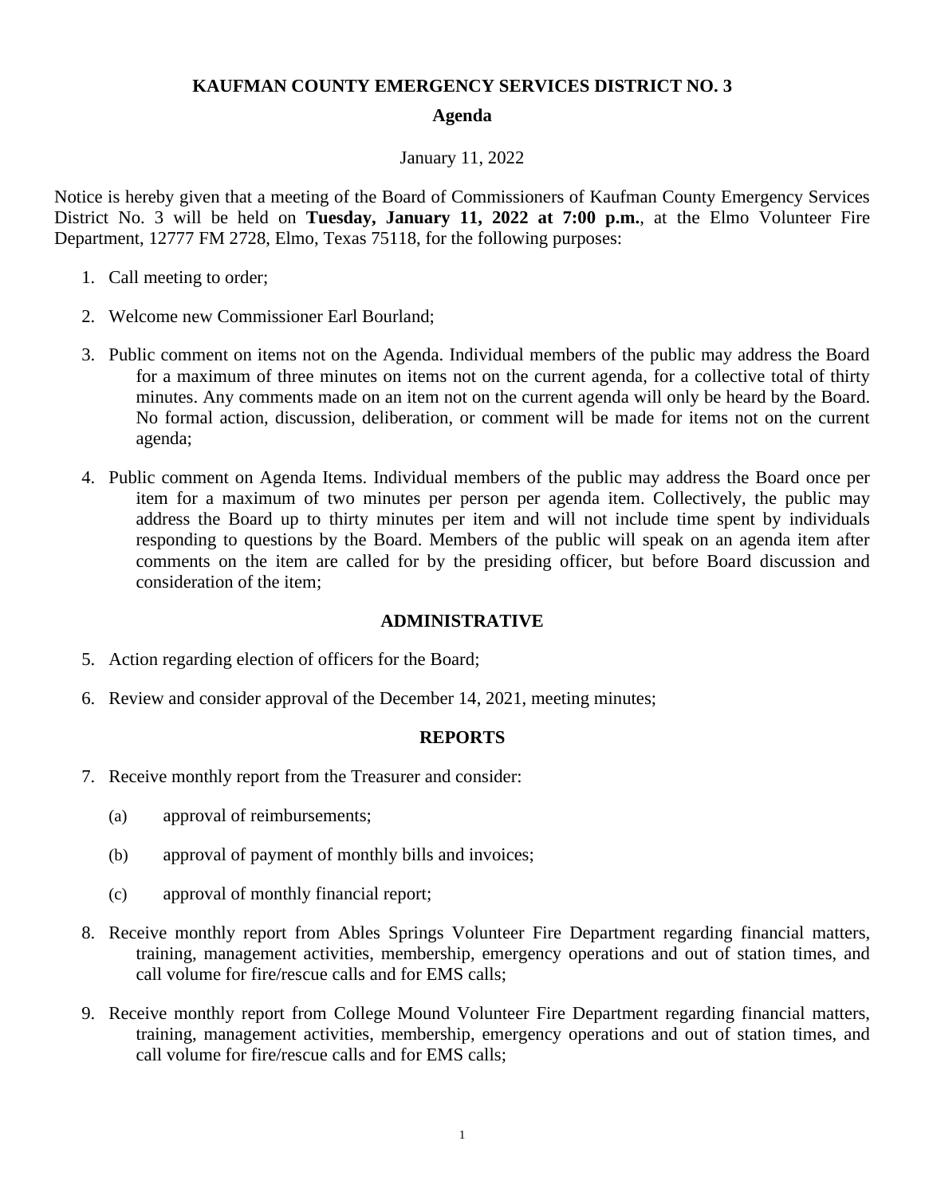# KAUFMAN COUNTY EMERGENCY SERVICES DISTRICT NO. 3

## Agenda

January 11, 2022

Notice is hereby given that a meeting of the Board of Commissioners of Kaufman County Emergency Services District No. 3 will be held on **Tuesday, January 11, 2022 at 7:00 p.m.**, at the Elmo Volunteer Fire Department, 12777 FM 2728, Elmo, Texas 75118, for the following purposes:

1. Call meeting to order;

2. Welcome new Commissioner Earl Bourland;

3. Public comment on items not on the Agenda. Individual members of the public may address the Board for a maximum of three minutes on items not on the current agenda, for a collective total of thirty minutes. Any comments made on an item not on the current agenda will only be heard by the Board. No formal action, discussion, deliberation, or comment will be made for items not on the current agenda;

4. Public comment on Agenda Items. Individual members of the public may address the Board once per item for a maximum of two minutes per person per agenda item. Collectively, the public may address the Board up to thirty minutes per item and will not include time spent by individuals responding to questions by the Board. Members of the public will speak on an agenda item after comments on the item are called for by the presiding officer, but before Board discussion and consideration of the item;

## ADMINISTRATIVE

5. Action regarding election of officers for the Board;

6. Review and consider approval of the December 14, 2021, meeting minutes;

## REPORTS

7. Receive monthly report from the Treasurer and consider:

   (a) approval of reimbursements;

   (b) approval of payment of monthly bills and invoices;

   (c) approval of monthly financial report;

8. Receive monthly report from Ables Springs Volunteer Fire Department regarding financial matters, training, management activities, membership, emergency operations and out of station times, and call volume for fire/rescue calls and for EMS calls;

9. Receive monthly report from College Mound Volunteer Fire Department regarding financial matters, training, management activities, membership, emergency operations and out of station times, and call volume for fire/rescue calls and for EMS calls;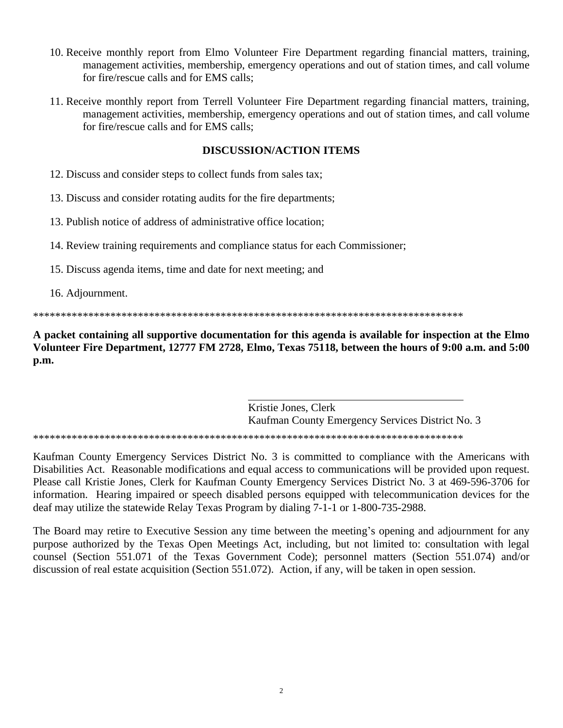10. Receive monthly report from Elmo Volunteer Fire Department regarding financial matters, training, management activities, membership, emergency operations and out of station times, and call volume for fire/rescue calls and for EMS calls;

11. Receive monthly report from Terrell Volunteer Fire Department regarding financial matters, training, management activities, membership, emergency operations and out of station times, and call volume for fire/rescue calls and for EMS calls;

## DISCUSSION/ACTION ITEMS

12. Discuss and consider steps to collect funds from sales tax;

13. Discuss and consider rotating audits for the fire departments;

13. Publish notice of address of administrative office location;

14. Review training requirements and compliance status for each Commissioner;

15. Discuss agenda items, time and date for next meeting; and

16. Adjournment.

********************************************************************************

**A packet containing all supportive documentation for this agenda is available for inspection at the Elmo Volunteer Fire Department, 12777 FM 2728, Elmo, Texas 75118, between the hours of 9:00 a.m. and 5:00 p.m.**

Kristie Jones, Clerk
Kaufman County Emergency Services District No. 3

********************************************************************************

Kaufman County Emergency Services District No. 3 is committed to compliance with the Americans with Disabilities Act. Reasonable modifications and equal access to communications will be provided upon request. Please call Kristie Jones, Clerk for Kaufman County Emergency Services District No. 3 at 469-596-3706 for information. Hearing impaired or speech disabled persons equipped with telecommunication devices for the deaf may utilize the statewide Relay Texas Program by dialing 7-1-1 or 1-800-735-2988.

The Board may retire to Executive Session any time between the meeting's opening and adjournment for any purpose authorized by the Texas Open Meetings Act, including, but not limited to: consultation with legal counsel (Section 551.071 of the Texas Government Code); personnel matters (Section 551.074) and/or discussion of real estate acquisition (Section 551.072). Action, if any, will be taken in open session.